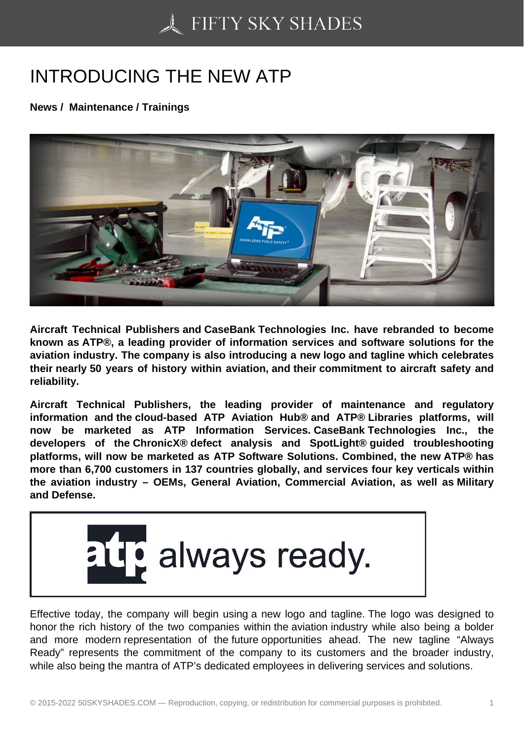# INTRODUCING THE NEW ATP

**News / Maintenance / Trainings**

**Aircraft Technical Publishers and CaseBank Technologies Inc. have rebranded to become known as ATP®, a leading provider of information services and software solutions for the aviation industry. The company is also introducing a new logo and tagline which celebrates their nearly 50 years of history within aviation, and their commitment to aircraft safety and reliability.**

**Aircraft Technical Publishers, the leading provider of maintenance and regulatory information and the cloud-based ATP Aviation Hub® and ATP® Libraries platforms, will now be marketed as ATP Information Services. CaseBank Technologies Inc., the developers of the ChronicX® defect analysis and SpotLight® guided troubleshooting platforms, will now be marketed as ATP Software Solutions. Combined, the new ATP® has more than 6,700 customers in 137 countries globally, and services four key verticals within the aviation industry – OEMs, General Aviation, Commercial Aviation, as well as Military and Defense.**

Effective today, the company will begin using a new logo and tagline. The logo was designed to honor the rich history of the two companies within the aviation industry while also being a bolder and more modern representation of the future opportunities ahead. The new tagline "Always Ready" represents the commitment of the company to its customers and the broader industry, while also being the mantra of ATP's dedicated employees in delivering services and solutions.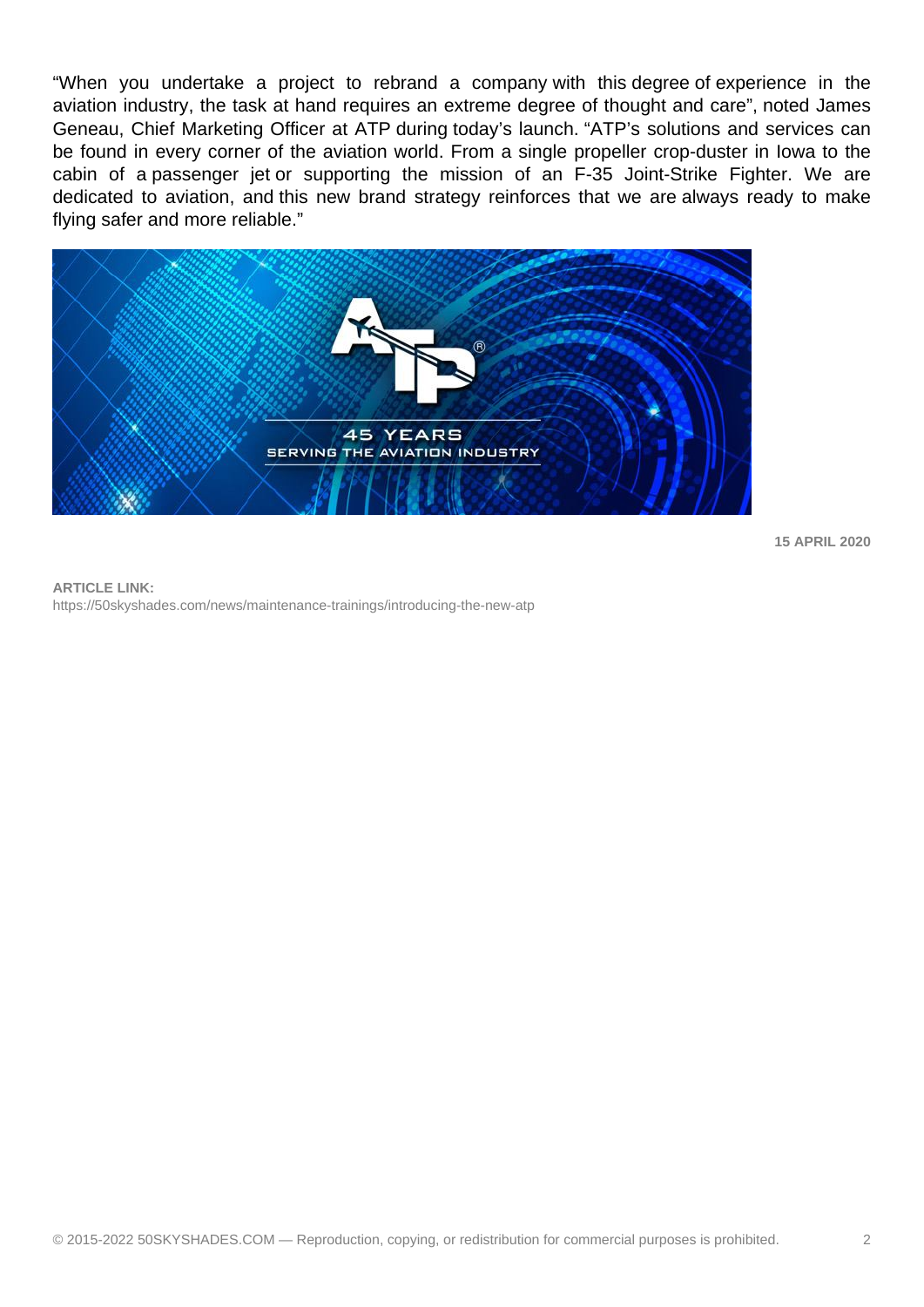"When you undertake a project to rebrand a company with this degree of experience in the aviation industry, the task at hand requires an extreme degree of thought and care", noted James Geneau, Chief Marketing Officer at ATP during today's launch. "ATP's solutions and services can be found in every corner of the aviation world. From a single propeller crop-duster in Iowa to the cabin of a passenger jet or supporting the mission of an F-35 Joint-Strike Fighter. We are dedicated to aviation, and this new brand strategy reinforces that we are always ready to make flying safer and more reliable."

**15 APRIL 2020**

**ARTICLE LINK:**
https://50skyshades.com/news/maintenance-trainings/introducing-the-new-atp

© 2015-2022 50SKYSHADES.COM — Reproduction, copying, or redistribution for commercial purposes is prohibited.